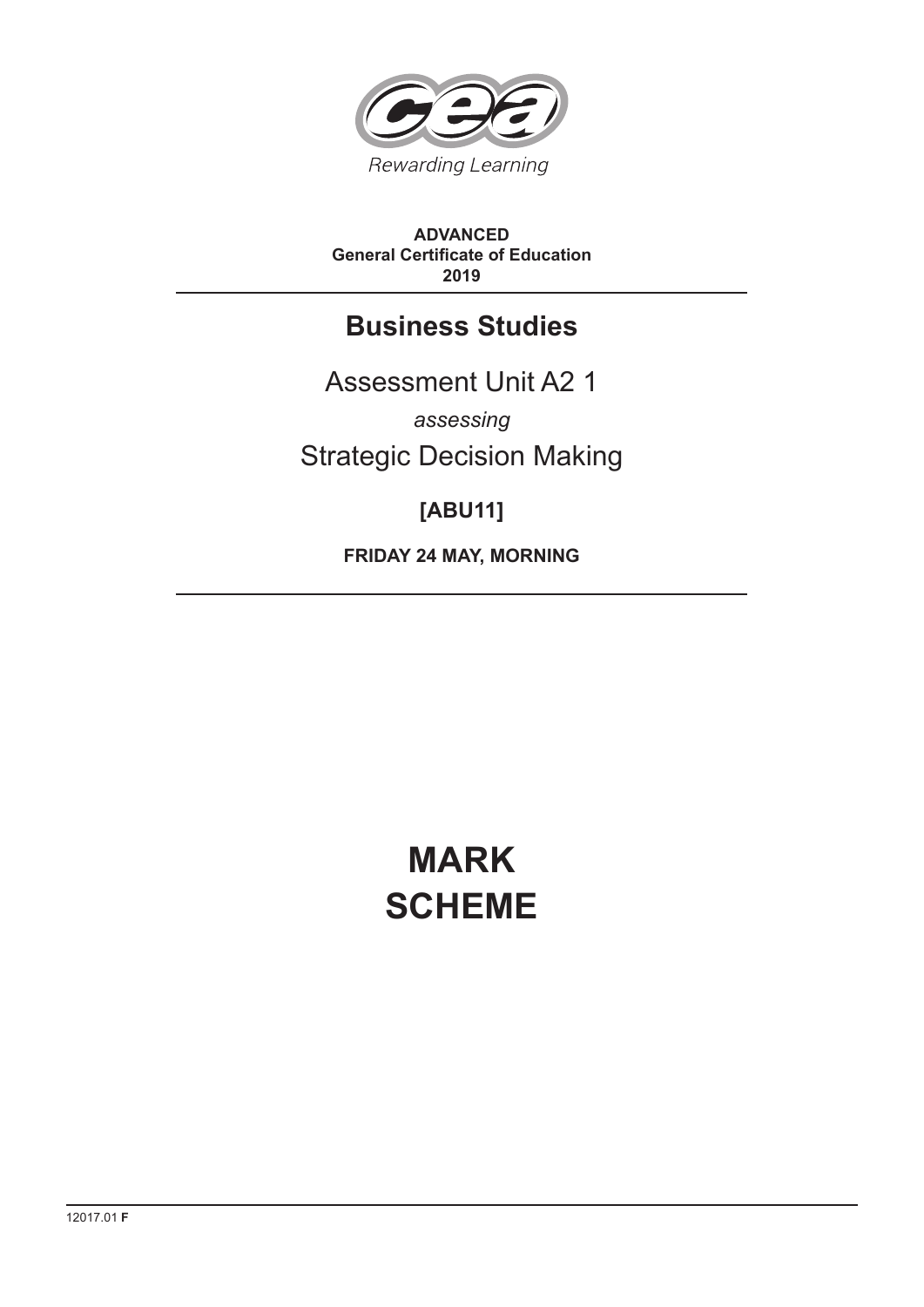Rewarding Learning

**ADVANCED**
**General Certificate of Education**
**2019**

## Business Studies

Assessment Unit A2 1

*assessing*

Strategic Decision Making

**[ABU11]**

**FRIDAY 24 MAY, MORNING**

# MARK SCHEME

12017.01 **F**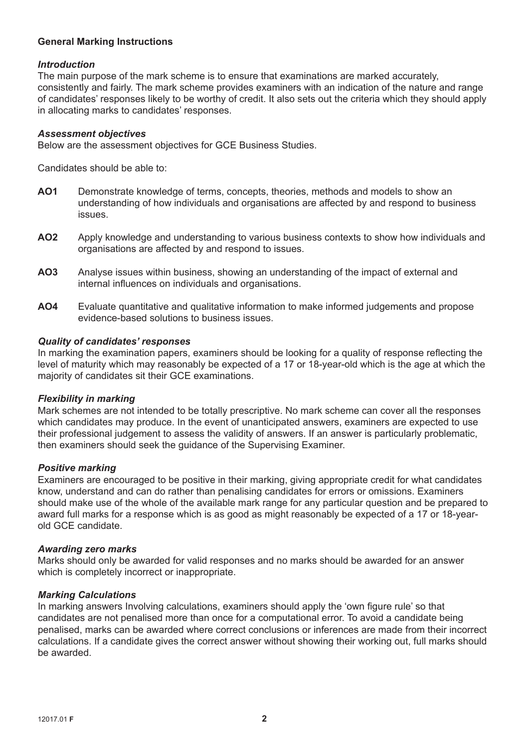## General Marking Instructions

### *Introduction*

The main purpose of the mark scheme is to ensure that examinations are marked accurately, consistently and fairly. The mark scheme provides examiners with an indication of the nature and range of candidates' responses likely to be worthy of credit. It also sets out the criteria which they should apply in allocating marks to candidates' responses.

### *Assessment objectives*

Below are the assessment objectives for GCE Business Studies.

Candidates should be able to:

- **AO1** Demonstrate knowledge of terms, concepts, theories, methods and models to show an understanding of how individuals and organisations are affected by and respond to business issues.
- **AO2** Apply knowledge and understanding to various business contexts to show how individuals and organisations are affected by and respond to issues.
- **AO3** Analyse issues within business, showing an understanding of the impact of external and internal influences on individuals and organisations.
- **AO4** Evaluate quantitative and qualitative information to make informed judgements and propose evidence-based solutions to business issues.

### *Quality of candidates' responses*

In marking the examination papers, examiners should be looking for a quality of response reflecting the level of maturity which may reasonably be expected of a 17 or 18-year-old which is the age at which the majority of candidates sit their GCE examinations.

### *Flexibility in marking*

Mark schemes are not intended to be totally prescriptive. No mark scheme can cover all the responses which candidates may produce. In the event of unanticipated answers, examiners are expected to use their professional judgement to assess the validity of answers. If an answer is particularly problematic, then examiners should seek the guidance of the Supervising Examiner.

### *Positive marking*

Examiners are encouraged to be positive in their marking, giving appropriate credit for what candidates know, understand and can do rather than penalising candidates for errors or omissions. Examiners should make use of the whole of the available mark range for any particular question and be prepared to award full marks for a response which is as good as might reasonably be expected of a 17 or 18-year-old GCE candidate.

### *Awarding zero marks*

Marks should only be awarded for valid responses and no marks should be awarded for an answer which is completely incorrect or inappropriate.

### *Marking Calculations*

In marking answers Involving calculations, examiners should apply the 'own figure rule' so that candidates are not penalised more than once for a computational error. To avoid a candidate being penalised, marks can be awarded where correct conclusions or inferences are made from their incorrect calculations. If a candidate gives the correct answer without showing their working out, full marks should be awarded.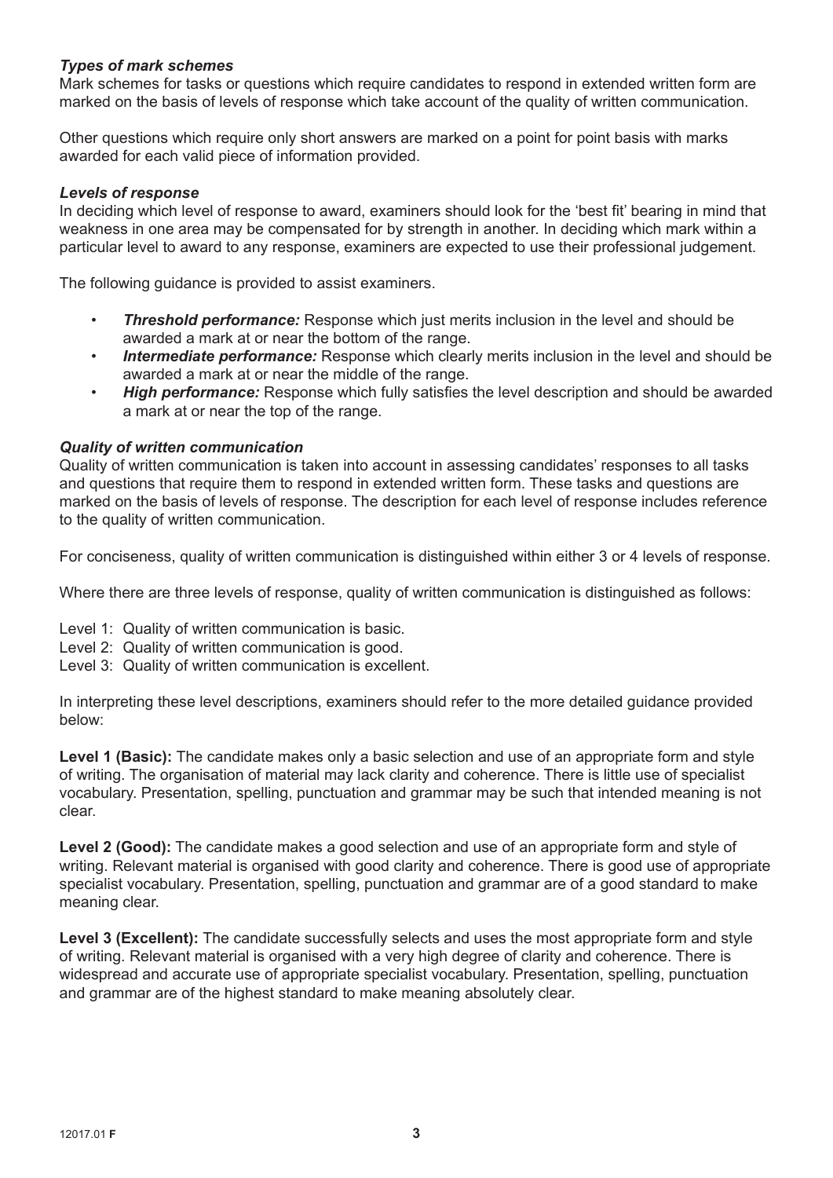### *Types of mark schemes*

Mark schemes for tasks or questions which require candidates to respond in extended written form are marked on the basis of levels of response which take account of the quality of written communication.

Other questions which require only short answers are marked on a point for point basis with marks awarded for each valid piece of information provided.

### *Levels of response*

In deciding which level of response to award, examiners should look for the 'best fit' bearing in mind that weakness in one area may be compensated for by strength in another. In deciding which mark within a particular level to award to any response, examiners are expected to use their professional judgement.

The following guidance is provided to assist examiners.

- ***Threshold performance:*** Response which just merits inclusion in the level and should be awarded a mark at or near the bottom of the range.
- ***Intermediate performance:*** Response which clearly merits inclusion in the level and should be awarded a mark at or near the middle of the range.
- ***High performance:*** Response which fully satisfies the level description and should be awarded a mark at or near the top of the range.

### *Quality of written communication*

Quality of written communication is taken into account in assessing candidates' responses to all tasks and questions that require them to respond in extended written form. These tasks and questions are marked on the basis of levels of response. The description for each level of response includes reference to the quality of written communication.

For conciseness, quality of written communication is distinguished within either 3 or 4 levels of response.

Where there are three levels of response, quality of written communication is distinguished as follows:

Level 1: Quality of written communication is basic.
Level 2: Quality of written communication is good.
Level 3: Quality of written communication is excellent.

In interpreting these level descriptions, examiners should refer to the more detailed guidance provided below:

**Level 1 (Basic):** The candidate makes only a basic selection and use of an appropriate form and style of writing. The organisation of material may lack clarity and coherence. There is little use of specialist vocabulary. Presentation, spelling, punctuation and grammar may be such that intended meaning is not clear.

**Level 2 (Good):** The candidate makes a good selection and use of an appropriate form and style of writing. Relevant material is organised with good clarity and coherence. There is good use of appropriate specialist vocabulary. Presentation, spelling, punctuation and grammar are of a good standard to make meaning clear.

**Level 3 (Excellent):** The candidate successfully selects and uses the most appropriate form and style of writing. Relevant material is organised with a very high degree of clarity and coherence. There is widespread and accurate use of appropriate specialist vocabulary. Presentation, spelling, punctuation and grammar are of the highest standard to make meaning absolutely clear.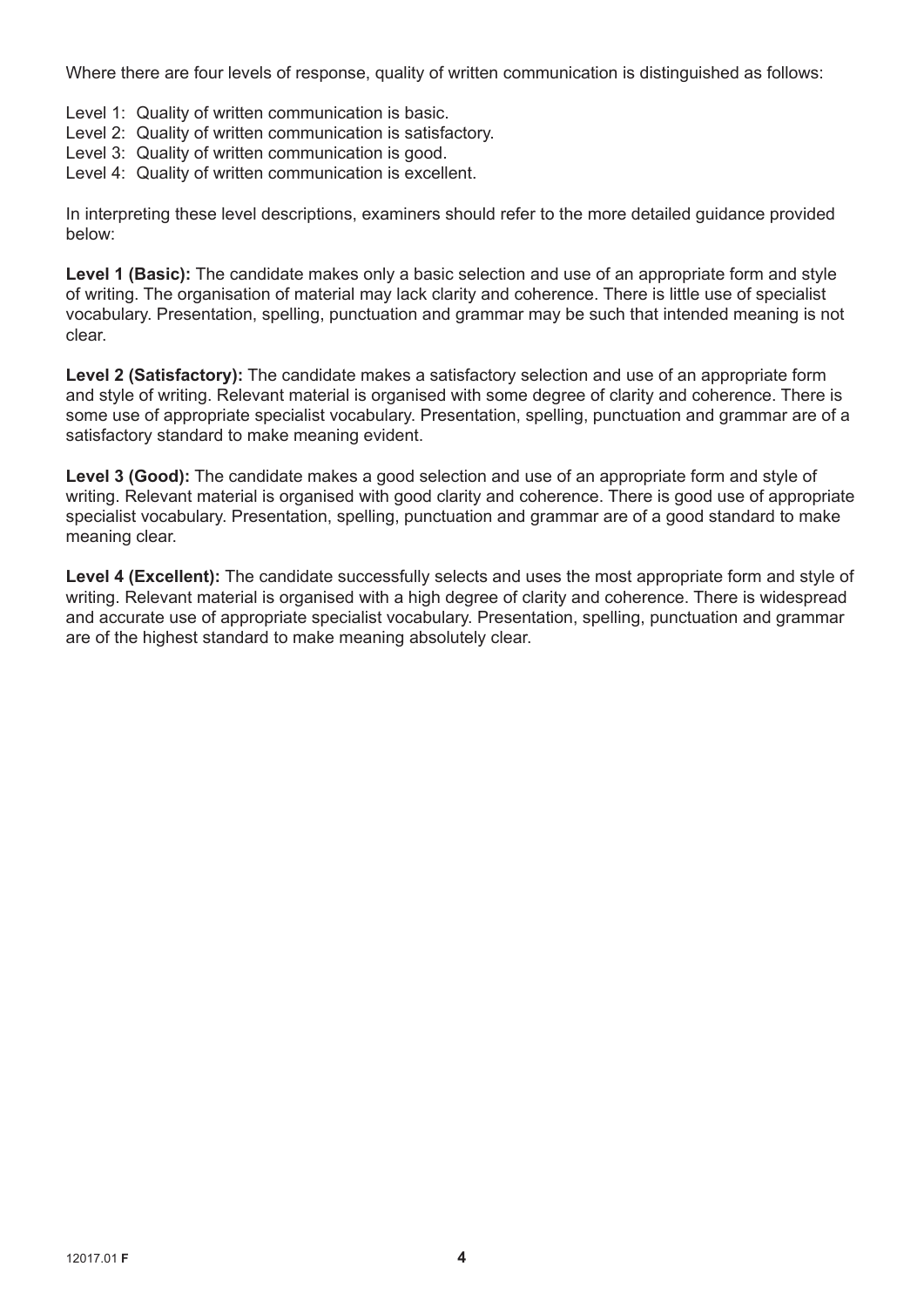Where there are four levels of response, quality of written communication is distinguished as follows:

Level 1: Quality of written communication is basic.
Level 2: Quality of written communication is satisfactory.
Level 3: Quality of written communication is good.
Level 4: Quality of written communication is excellent.

In interpreting these level descriptions, examiners should refer to the more detailed guidance provided below:

**Level 1 (Basic):** The candidate makes only a basic selection and use of an appropriate form and style of writing. The organisation of material may lack clarity and coherence. There is little use of specialist vocabulary. Presentation, spelling, punctuation and grammar may be such that intended meaning is not clear.

**Level 2 (Satisfactory):** The candidate makes a satisfactory selection and use of an appropriate form and style of writing. Relevant material is organised with some degree of clarity and coherence. There is some use of appropriate specialist vocabulary. Presentation, spelling, punctuation and grammar are of a satisfactory standard to make meaning evident.

**Level 3 (Good):** The candidate makes a good selection and use of an appropriate form and style of writing. Relevant material is organised with good clarity and coherence. There is good use of appropriate specialist vocabulary. Presentation, spelling, punctuation and grammar are of a good standard to make meaning clear.

**Level 4 (Excellent):** The candidate successfully selects and uses the most appropriate form and style of writing. Relevant material is organised with a high degree of clarity and coherence. There is widespread and accurate use of appropriate specialist vocabulary. Presentation, spelling, punctuation and grammar are of the highest standard to make meaning absolutely clear.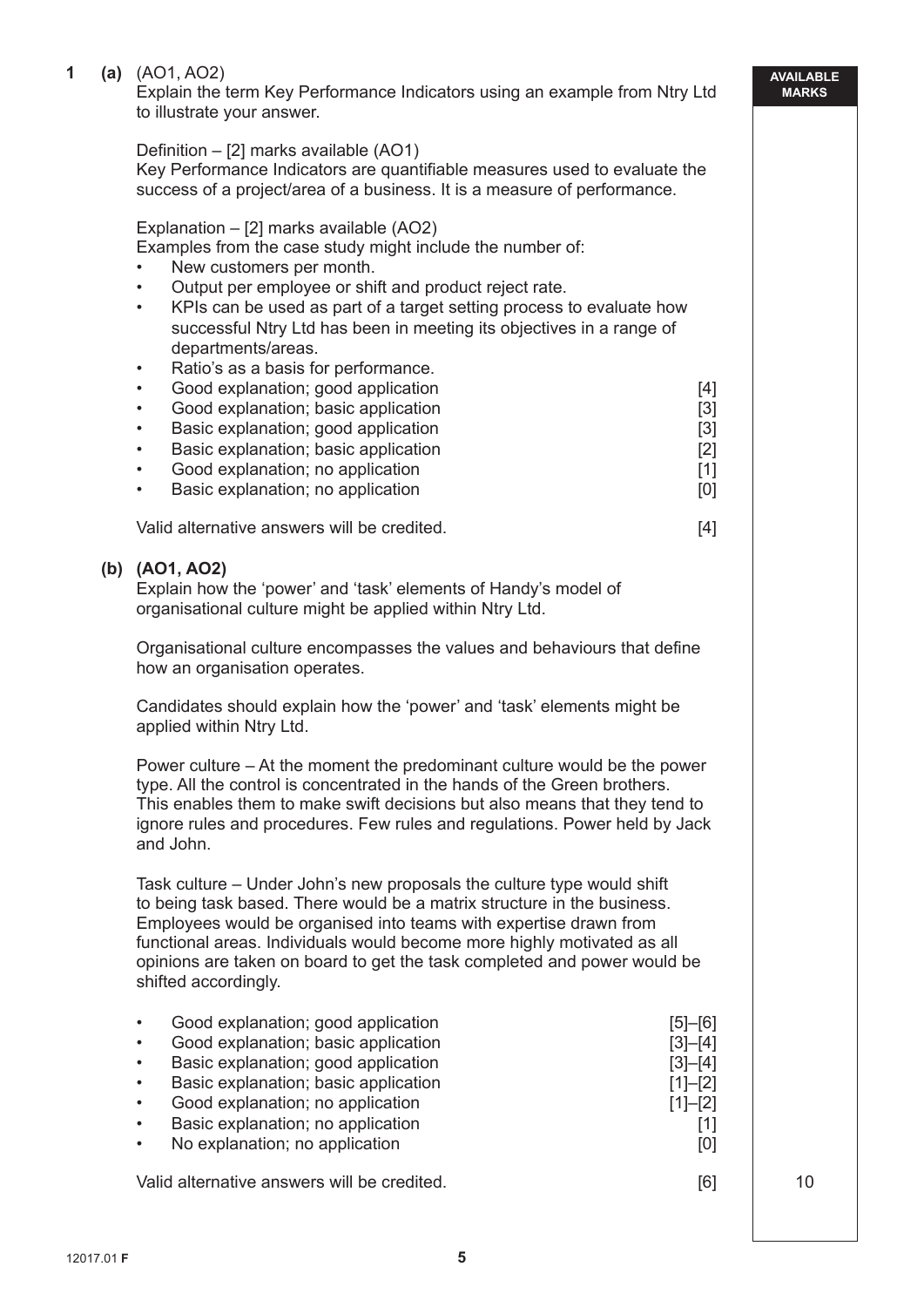**1 (a)** (AO1, AO2)
Explain the term Key Performance Indicators using an example from Ntry Ltd to illustrate your answer.

Definition – [2] marks available (AO1)
Key Performance Indicators are quantifiable measures used to evaluate the success of a project/area of a business. It is a measure of performance.

Explanation – [2] marks available (AO2)
Examples from the case study might include the number of:

- New customers per month.
- Output per employee or shift and product reject rate.
- KPIs can be used as part of a target setting process to evaluate how successful Ntry Ltd has been in meeting its objectives in a range of departments/areas.
- Ratio's as a basis for performance.
- Good explanation; good application [4]
- Good explanation; basic application [3]
- Basic explanation; good application [3]
- Basic explanation; basic application [2]
- Good explanation; no application [1]
- Basic explanation; no application [0]

Valid alternative answers will be credited. [4]

**(b) (AO1, AO2)**
Explain how the 'power' and 'task' elements of Handy's model of organisational culture might be applied within Ntry Ltd.

Organisational culture encompasses the values and behaviours that define how an organisation operates.

Candidates should explain how the 'power' and 'task' elements might be applied within Ntry Ltd.

Power culture – At the moment the predominant culture would be the power type. All the control is concentrated in the hands of the Green brothers. This enables them to make swift decisions but also means that they tend to ignore rules and procedures. Few rules and regulations. Power held by Jack and John.

Task culture – Under John's new proposals the culture type would shift to being task based. There would be a matrix structure in the business. Employees would be organised into teams with expertise drawn from functional areas. Individuals would become more highly motivated as all opinions are taken on board to get the task completed and power would be shifted accordingly.

- Good explanation; good application [5]–[6]
- Good explanation; basic application [3]–[4]
- Basic explanation; good application [3]–[4]
- Basic explanation; basic application [1]–[2]
- Good explanation; no application [1]–[2]
- Basic explanation; no application [1]
- No explanation; no application [0]

Valid alternative answers will be credited. [6]

AVAILABLE MARKS: 10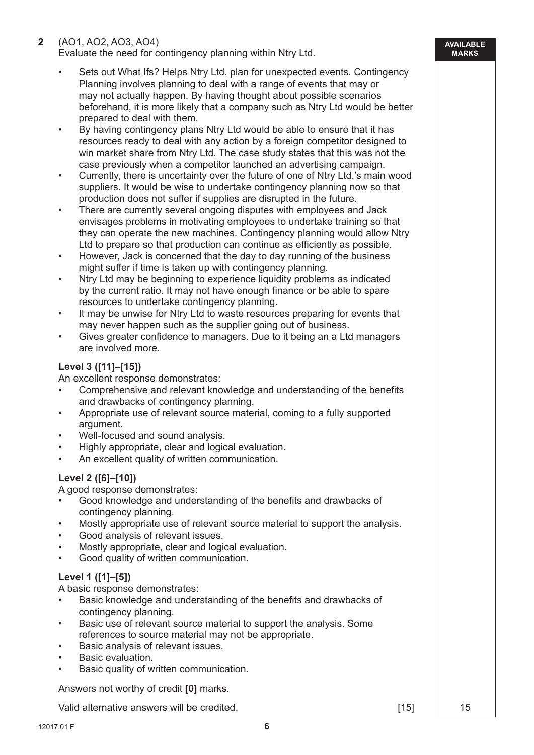**2** (AO1, AO2, AO3, AO4)
Evaluate the need for contingency planning within Ntry Ltd.

AVAILABLE MARKS

- Sets out What Ifs? Helps Ntry Ltd. plan for unexpected events. Contingency Planning involves planning to deal with a range of events that may or may not actually happen. By having thought about possible scenarios beforehand, it is more likely that a company such as Ntry Ltd would be better prepared to deal with them.
- By having contingency plans Ntry Ltd would be able to ensure that it has resources ready to deal with any action by a foreign competitor designed to win market share from Ntry Ltd. The case study states that this was not the case previously when a competitor launched an advertising campaign.
- Currently, there is uncertainty over the future of one of Ntry Ltd.'s main wood suppliers. It would be wise to undertake contingency planning now so that production does not suffer if supplies are disrupted in the future.
- There are currently several ongoing disputes with employees and Jack envisages problems in motivating employees to undertake training so that they can operate the new machines. Contingency planning would allow Ntry Ltd to prepare so that production can continue as efficiently as possible.
- However, Jack is concerned that the day to day running of the business might suffer if time is taken up with contingency planning.
- Ntry Ltd may be beginning to experience liquidity problems as indicated by the current ratio. It may not have enough finance or be able to spare resources to undertake contingency planning.
- It may be unwise for Ntry Ltd to waste resources preparing for events that may never happen such as the supplier going out of business.
- Gives greater confidence to managers. Due to it being an a Ltd managers are involved more.

**Level 3 ([11]–[15])**
An excellent response demonstrates:
- Comprehensive and relevant knowledge and understanding of the benefits and drawbacks of contingency planning.
- Appropriate use of relevant source material, coming to a fully supported argument.
- Well-focused and sound analysis.
- Highly appropriate, clear and logical evaluation.
- An excellent quality of written communication.

**Level 2 ([6]–[10])**
A good response demonstrates:
- Good knowledge and understanding of the benefits and drawbacks of contingency planning.
- Mostly appropriate use of relevant source material to support the analysis.
- Good analysis of relevant issues.
- Mostly appropriate, clear and logical evaluation.
- Good quality of written communication.

**Level 1 ([1]–[5])**
A basic response demonstrates:
- Basic knowledge and understanding of the benefits and drawbacks of contingency planning.
- Basic use of relevant source material to support the analysis. Some references to source material may not be appropriate.
- Basic analysis of relevant issues.
- Basic evaluation.
- Basic quality of written communication.

Answers not worthy of credit **[0]** marks.

Valid alternative answers will be credited. [15] 15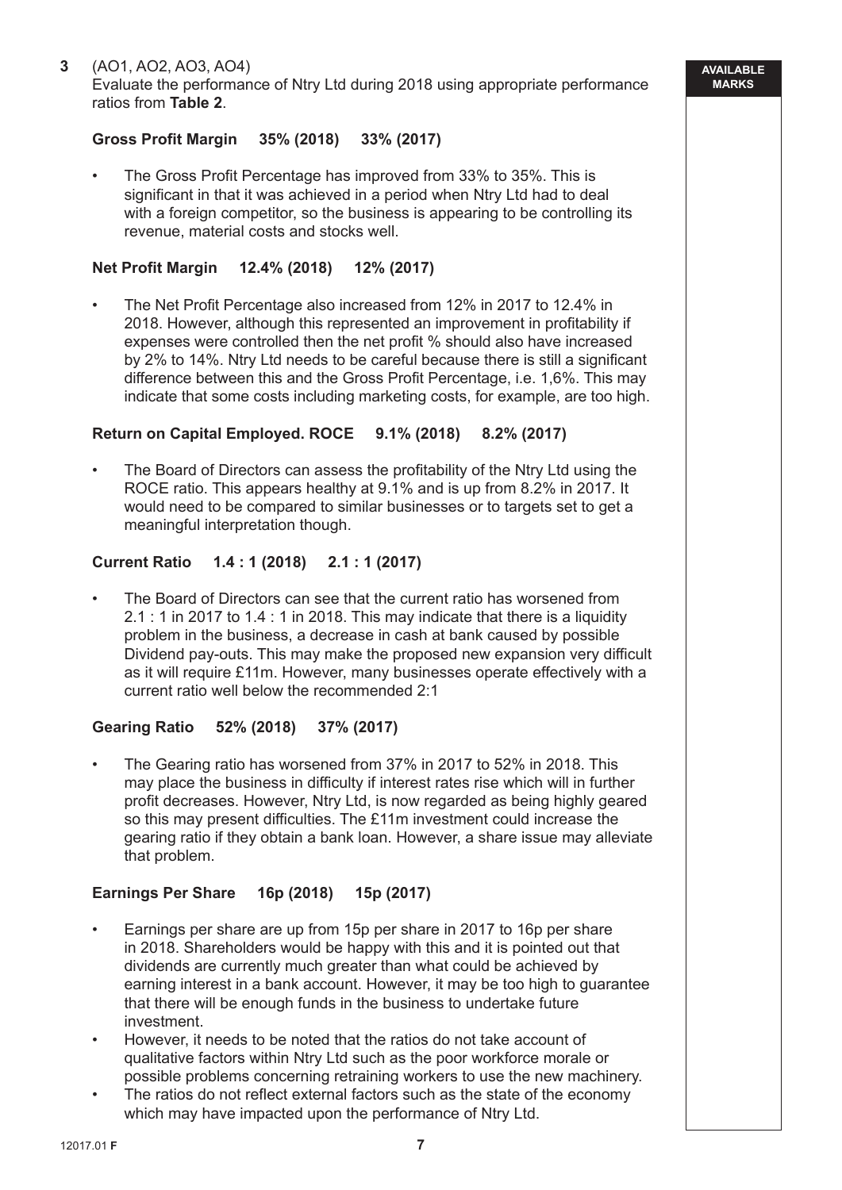**3** (AO1, AO2, AO3, AO4)
Evaluate the performance of Ntry Ltd during 2018 using appropriate performance ratios from **Table 2**.

**Gross Profit Margin 35% (2018) 33% (2017)**

- The Gross Profit Percentage has improved from 33% to 35%. This is significant in that it was achieved in a period when Ntry Ltd had to deal with a foreign competitor, so the business is appearing to be controlling its revenue, material costs and stocks well.

**Net Profit Margin 12.4% (2018) 12% (2017)**

- The Net Profit Percentage also increased from 12% in 2017 to 12.4% in 2018. However, although this represented an improvement in profitability if expenses were controlled then the net profit % should also have increased by 2% to 14%. Ntry Ltd needs to be careful because there is still a significant difference between this and the Gross Profit Percentage, i.e. 1,6%. This may indicate that some costs including marketing costs, for example, are too high.

**Return on Capital Employed. ROCE 9.1% (2018) 8.2% (2017)**

- The Board of Directors can assess the profitability of the Ntry Ltd using the ROCE ratio. This appears healthy at 9.1% and is up from 8.2% in 2017. It would need to be compared to similar businesses or to targets set to get a meaningful interpretation though.

**Current Ratio 1.4 : 1 (2018) 2.1 : 1 (2017)**

- The Board of Directors can see that the current ratio has worsened from 2.1 : 1 in 2017 to 1.4 : 1 in 2018. This may indicate that there is a liquidity problem in the business, a decrease in cash at bank caused by possible Dividend pay-outs. This may make the proposed new expansion very difficult as it will require £11m. However, many businesses operate effectively with a current ratio well below the recommended 2:1

**Gearing Ratio 52% (2018) 37% (2017)**

- The Gearing ratio has worsened from 37% in 2017 to 52% in 2018. This may place the business in difficulty if interest rates rise which will in further profit decreases. However, Ntry Ltd, is now regarded as being highly geared so this may present difficulties. The £11m investment could increase the gearing ratio if they obtain a bank loan. However, a share issue may alleviate that problem.

**Earnings Per Share 16p (2018) 15p (2017)**

- Earnings per share are up from 15p per share in 2017 to 16p per share in 2018. Shareholders would be happy with this and it is pointed out that dividends are currently much greater than what could be achieved by earning interest in a bank account. However, it may be too high to guarantee that there will be enough funds in the business to undertake future investment.
- However, it needs to be noted that the ratios do not take account of qualitative factors within Ntry Ltd such as the poor workforce morale or possible problems concerning retraining workers to use the new machinery.
- The ratios do not reflect external factors such as the state of the economy which may have impacted upon the performance of Ntry Ltd.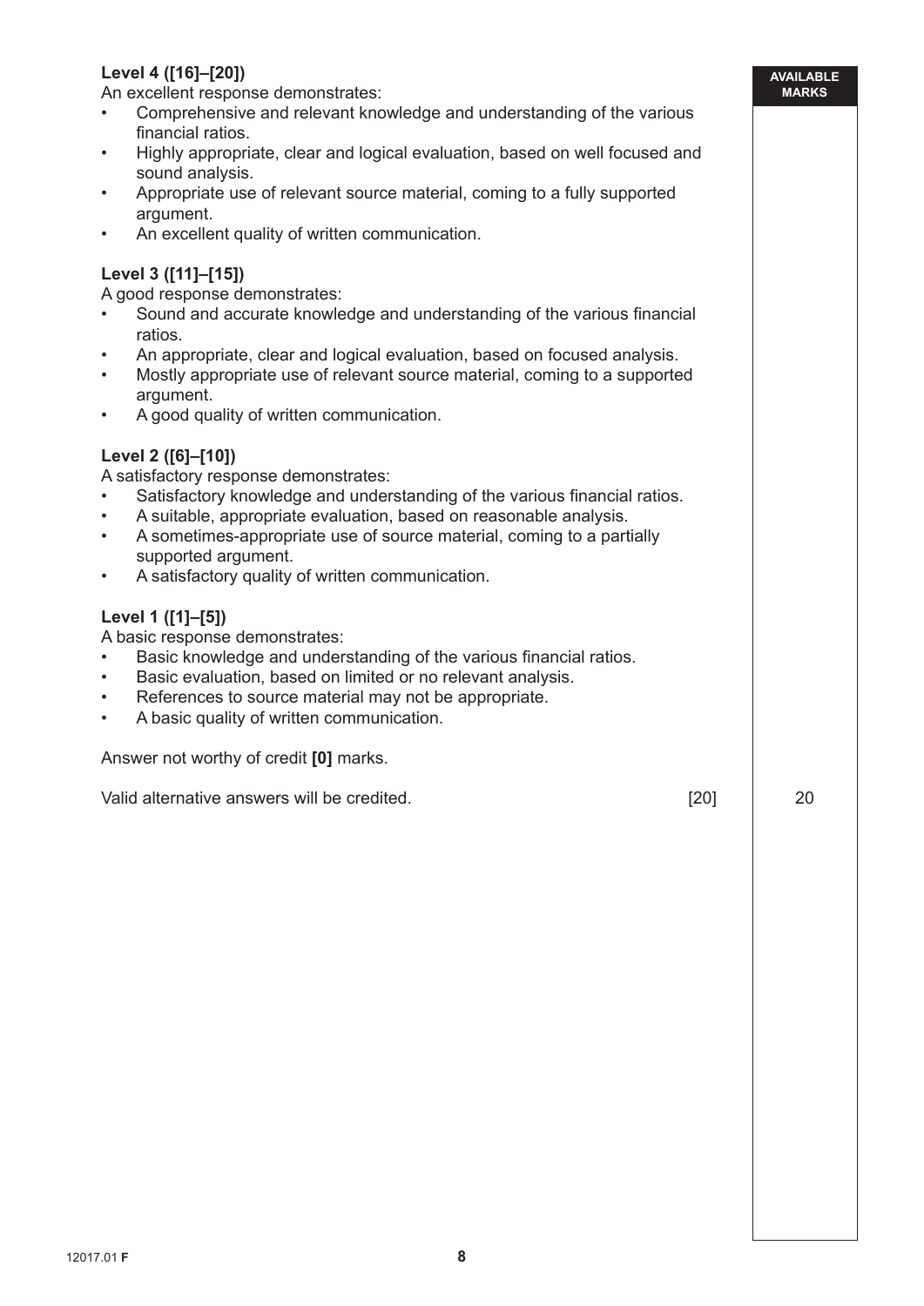**Level 4 ([16]–[20])**
An excellent response demonstrates:
- Comprehensive and relevant knowledge and understanding of the various financial ratios.
- Highly appropriate, clear and logical evaluation, based on well focused and sound analysis.
- Appropriate use of relevant source material, coming to a fully supported argument.
- An excellent quality of written communication.

**Level 3 ([11]–[15])**
A good response demonstrates:
- Sound and accurate knowledge and understanding of the various financial ratios.
- An appropriate, clear and logical evaluation, based on focused analysis.
- Mostly appropriate use of relevant source material, coming to a supported argument.
- A good quality of written communication.

**Level 2 ([6]–[10])**
A satisfactory response demonstrates:
- Satisfactory knowledge and understanding of the various financial ratios.
- A suitable, appropriate evaluation, based on reasonable analysis.
- A sometimes-appropriate use of source material, coming to a partially supported argument.
- A satisfactory quality of written communication.

**Level 1 ([1]–[5])**
A basic response demonstrates:
- Basic knowledge and understanding of the various financial ratios.
- Basic evaluation, based on limited or no relevant analysis.
- References to source material may not be appropriate.
- A basic quality of written communication.

Answer not worthy of credit **[0]** marks.

Valid alternative answers will be credited. [20]

AVAILABLE MARKS: 20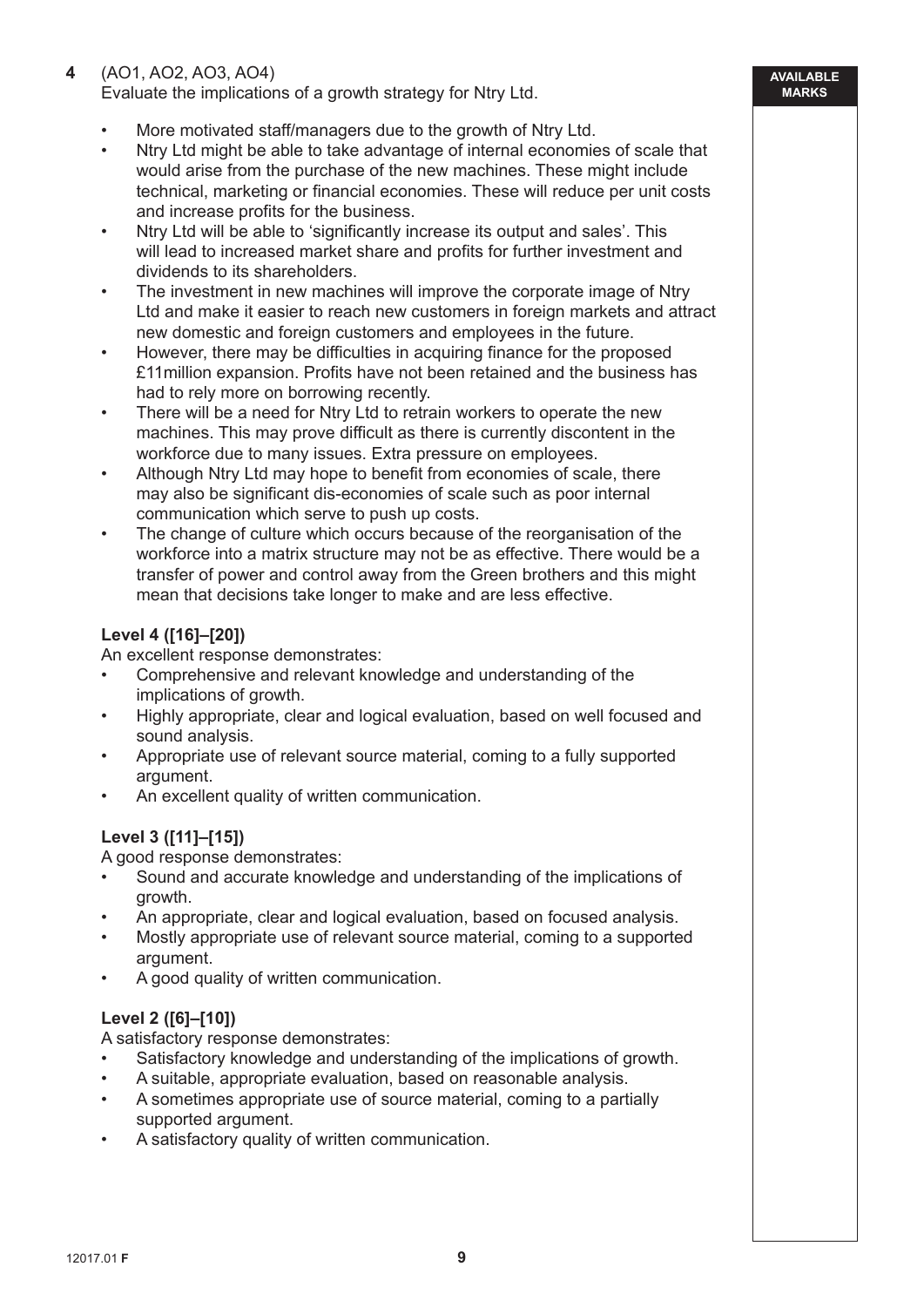**4** (AO1, AO2, AO3, AO4)
Evaluate the implications of a growth strategy for Ntry Ltd.

- More motivated staff/managers due to the growth of Ntry Ltd.
- Ntry Ltd might be able to take advantage of internal economies of scale that would arise from the purchase of the new machines. These might include technical, marketing or financial economies. These will reduce per unit costs and increase profits for the business.
- Ntry Ltd will be able to 'significantly increase its output and sales'. This will lead to increased market share and profits for further investment and dividends to its shareholders.
- The investment in new machines will improve the corporate image of Ntry Ltd and make it easier to reach new customers in foreign markets and attract new domestic and foreign customers and employees in the future.
- However, there may be difficulties in acquiring finance for the proposed £11million expansion. Profits have not been retained and the business has had to rely more on borrowing recently.
- There will be a need for Ntry Ltd to retrain workers to operate the new machines. This may prove difficult as there is currently discontent in the workforce due to many issues. Extra pressure on employees.
- Although Ntry Ltd may hope to benefit from economies of scale, there may also be significant dis-economies of scale such as poor internal communication which serve to push up costs.
- The change of culture which occurs because of the reorganisation of the workforce into a matrix structure may not be as effective. There would be a transfer of power and control away from the Green brothers and this might mean that decisions take longer to make and are less effective.

**Level 4 ([16]–[20])**
An excellent response demonstrates:
- Comprehensive and relevant knowledge and understanding of the implications of growth.
- Highly appropriate, clear and logical evaluation, based on well focused and sound analysis.
- Appropriate use of relevant source material, coming to a fully supported argument.
- An excellent quality of written communication.

**Level 3 ([11]–[15])**
A good response demonstrates:
- Sound and accurate knowledge and understanding of the implications of growth.
- An appropriate, clear and logical evaluation, based on focused analysis.
- Mostly appropriate use of relevant source material, coming to a supported argument.
- A good quality of written communication.

**Level 2 ([6]–[10])**
A satisfactory response demonstrates:
- Satisfactory knowledge and understanding of the implications of growth.
- A suitable, appropriate evaluation, based on reasonable analysis.
- A sometimes appropriate use of source material, coming to a partially supported argument.
- A satisfactory quality of written communication.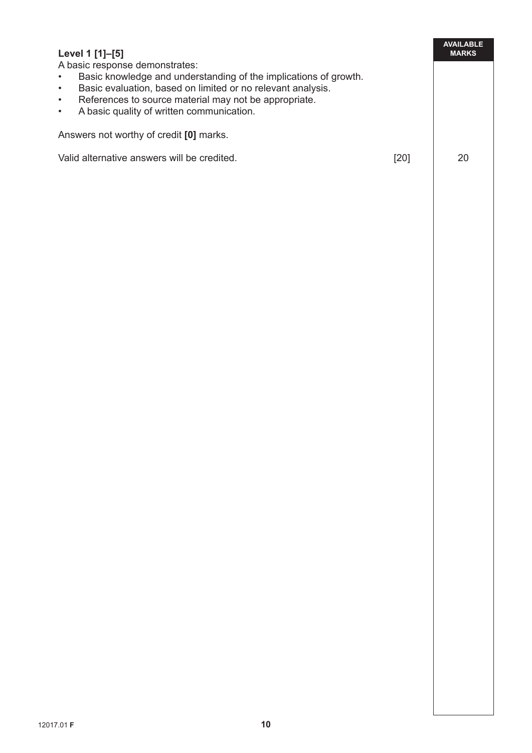**Level 1 [1]–[5]**

A basic response demonstrates:

- Basic knowledge and understanding of the implications of growth.
- Basic evaluation, based on limited or no relevant analysis.
- References to source material may not be appropriate.
- A basic quality of written communication.

Answers not worthy of credit **[0]** marks.

Valid alternative answers will be credited. [20]

| AVAILABLE MARKS |
| --- |
| 20 |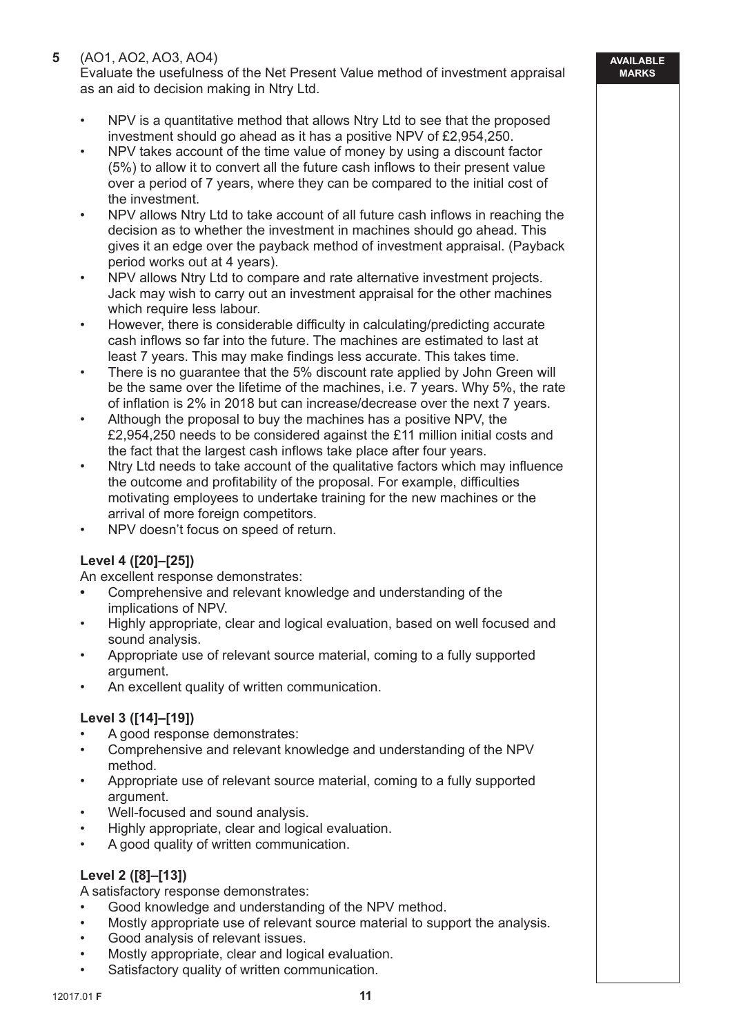**5** (AO1, AO2, AO3, AO4)
Evaluate the usefulness of the Net Present Value method of investment appraisal as an aid to decision making in Ntry Ltd.

- NPV is a quantitative method that allows Ntry Ltd to see that the proposed investment should go ahead as it has a positive NPV of £2,954,250.
- NPV takes account of the time value of money by using a discount factor (5%) to allow it to convert all the future cash inflows to their present value over a period of 7 years, where they can be compared to the initial cost of the investment.
- NPV allows Ntry Ltd to take account of all future cash inflows in reaching the decision as to whether the investment in machines should go ahead. This gives it an edge over the payback method of investment appraisal. (Payback period works out at 4 years).
- NPV allows Ntry Ltd to compare and rate alternative investment projects. Jack may wish to carry out an investment appraisal for the other machines which require less labour.
- However, there is considerable difficulty in calculating/predicting accurate cash inflows so far into the future. The machines are estimated to last at least 7 years. This may make findings less accurate. This takes time.
- There is no guarantee that the 5% discount rate applied by John Green will be the same over the lifetime of the machines, i.e. 7 years. Why 5%, the rate of inflation is 2% in 2018 but can increase/decrease over the next 7 years.
- Although the proposal to buy the machines has a positive NPV, the £2,954,250 needs to be considered against the £11 million initial costs and the fact that the largest cash inflows take place after four years.
- Ntry Ltd needs to take account of the qualitative factors which may influence the outcome and profitability of the proposal. For example, difficulties motivating employees to undertake training for the new machines or the arrival of more foreign competitors.
- NPV doesn't focus on speed of return.

**Level 4 ([20]–[25])**
An excellent response demonstrates:
- Comprehensive and relevant knowledge and understanding of the implications of NPV.
- Highly appropriate, clear and logical evaluation, based on well focused and sound analysis.
- Appropriate use of relevant source material, coming to a fully supported argument.
- An excellent quality of written communication.

**Level 3 ([14]–[19])**
- A good response demonstrates:
- Comprehensive and relevant knowledge and understanding of the NPV method.
- Appropriate use of relevant source material, coming to a fully supported argument.
- Well-focused and sound analysis.
- Highly appropriate, clear and logical evaluation.
- A good quality of written communication.

**Level 2 ([8]–[13])**
A satisfactory response demonstrates:
- Good knowledge and understanding of the NPV method.
- Mostly appropriate use of relevant source material to support the analysis.
- Good analysis of relevant issues.
- Mostly appropriate, clear and logical evaluation.
- Satisfactory quality of written communication.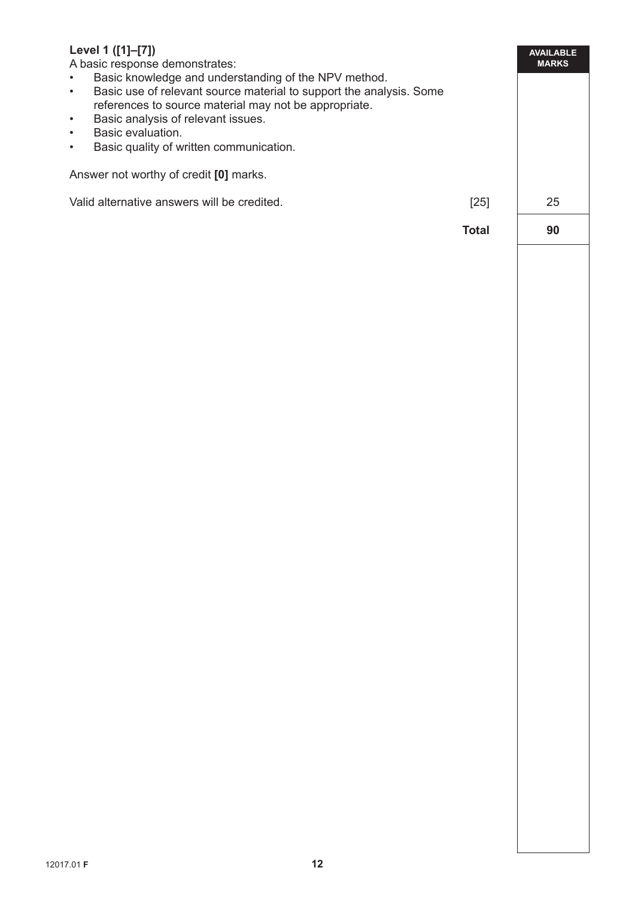**Level 1 ([1]–[7])**

A basic response demonstrates:

- Basic knowledge and understanding of the NPV method.
- Basic use of relevant source material to support the analysis. Some references to source material may not be appropriate.
- Basic analysis of relevant issues.
- Basic evaluation.
- Basic quality of written communication.

Answer not worthy of credit **[0]** marks.

| | | AVAILABLE MARKS |
|---|---|---|
| Valid alternative answers will be credited. | [25] | 25 |
| | **Total** | **90** |